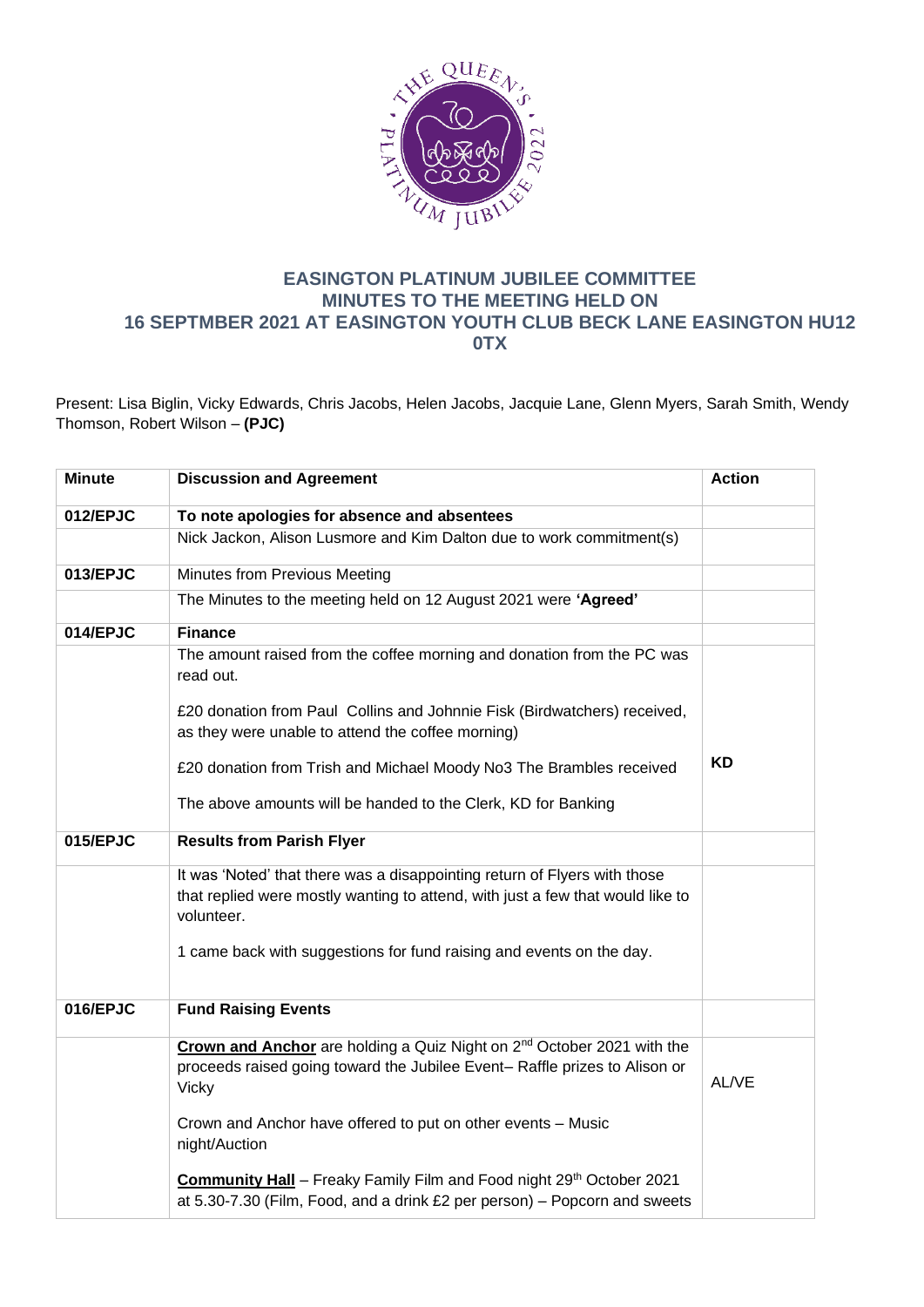# EASINGTON PLATINUM JUBILEE COMMITTEE
## MINUTES TO THE MEETING HELD ON
## 16 SEPTMBER 2021 AT EASINGTON YOUTH CLUB BECK LANE EASINGTON HU12 0TX

Present: Lisa Biglin, Vicky Edwards, Chris Jacobs, Helen Jacobs, Jacquie Lane, Glenn Myers, Sarah Smith, Wendy Thomson, Robert Wilson – **(PJC)**

| Minute | Discussion and Agreement | Action |
|---|---|---|
| **012/EPJC** | **To note apologies for absence and absentees** | |
| | Nick Jackon, Alison Lusmore and Kim Dalton due to work commitment(s) | |
| **013/EPJC** | Minutes from Previous Meeting | |
| | The Minutes to the meeting held on 12 August 2021 were **'Agreed'** | |
| **014/EPJC** | **Finance** | |
| | The amount raised from the coffee morning and donation from the PC was read out.<br><br>£20 donation from Paul Collins and Johnnie Fisk (Birdwatchers) received, as they were unable to attend the coffee morning)<br><br>£20 donation from Trish and Michael Moody No3 The Brambles received<br><br>The above amounts will be handed to the Clerk, KD for Banking | **KD** |
| **015/EPJC** | **Results from Parish Flyer** | |
| | It was 'Noted' that there was a disappointing return of Flyers with those that replied were mostly wanting to attend, with just a few that would like to volunteer.<br><br>1 came back with suggestions for fund raising and events on the day. | |
| **016/EPJC** | **Fund Raising Events** | |
| | **Crown and Anchor** are holding a Quiz Night on 2nd October 2021 with the proceeds raised going toward the Jubilee Event– Raffle prizes to Alison or Vicky<br><br>Crown and Anchor have offered to put on other events – Music night/Auction<br><br>**Community Hall** – Freaky Family Film and Food night 29th October 2021 at 5.30-7.30 (Film, Food, and a drink £2 per person) – Popcorn and sweets | AL/VE |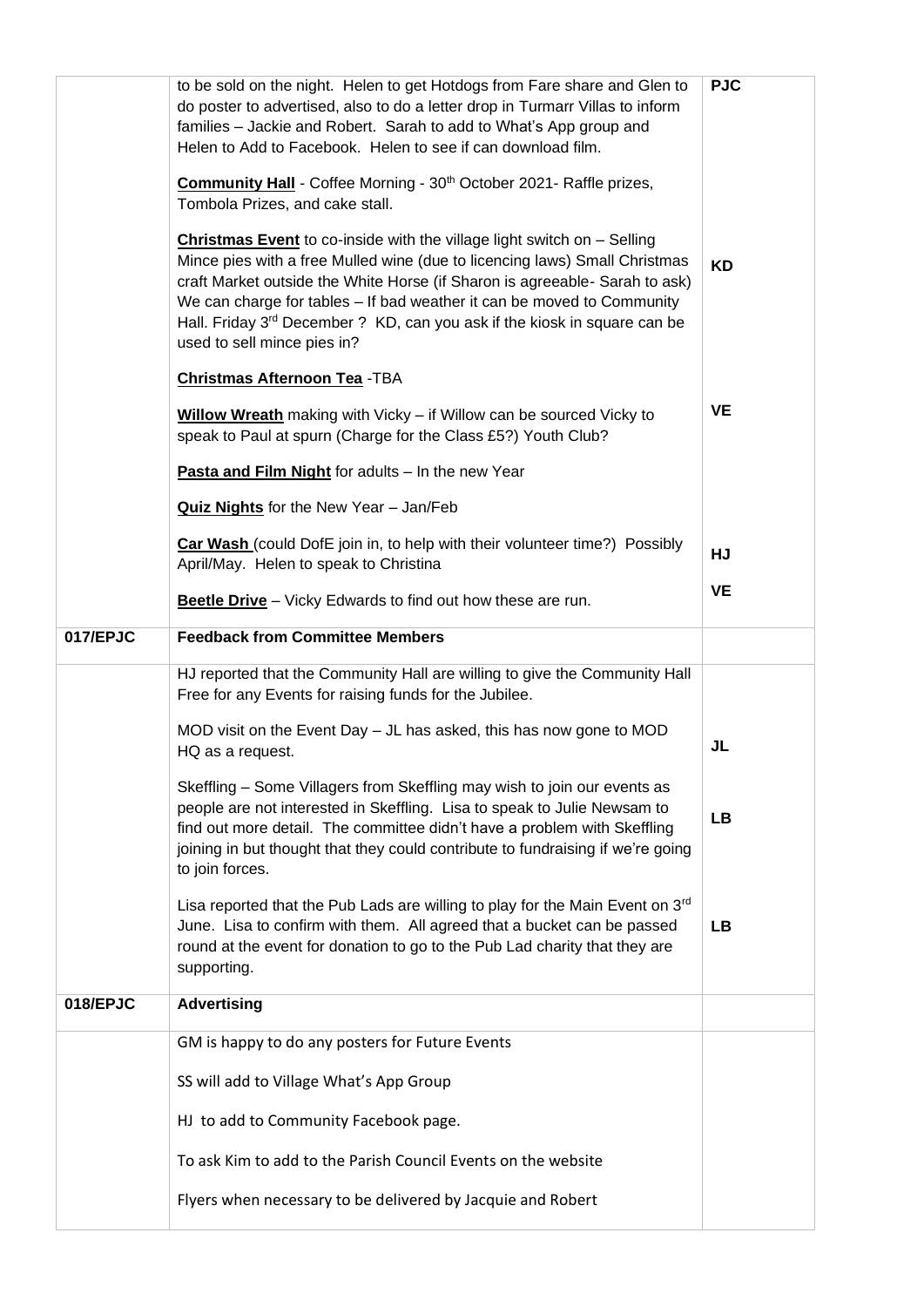| | | |
|---|---|---|
| | to be sold on the night. Helen to get Hotdogs from Fare share and Glen to do poster to advertised, also to do a letter drop in Turmarr Villas to inform families – Jackie and Robert. Sarah to add to What's App group and Helen to Add to Facebook. Helen to see if can download film.<br><br>**Community Hall** - Coffee Morning - 30th October 2021- Raffle prizes, Tombola Prizes, and cake stall.<br><br>**Christmas Event** to co-inside with the village light switch on – Selling Mince pies with a free Mulled wine (due to licencing laws) Small Christmas craft Market outside the White Horse (if Sharon is agreeable- Sarah to ask) We can charge for tables – If bad weather it can be moved to Community Hall. Friday 3rd December ? KD, can you ask if the kiosk in square can be used to sell mince pies in?<br><br>**Christmas Afternoon Tea** -TBA<br><br>**Willow Wreath** making with Vicky – if Willow can be sourced Vicky to speak to Paul at spurn (Charge for the Class £5?) Youth Club?<br><br>**Pasta and Film Night** for adults – In the new Year<br><br>**Quiz Nights** for the New Year – Jan/Feb<br><br>**Car Wash** (could DofE join in, to help with their volunteer time?) Possibly April/May. Helen to speak to Christina<br><br>**Beetle Drive** – Vicky Edwards to find out how these are run. | **PJC**<br><br>**KD**<br><br>**VE**<br><br>**HJ**<br><br>**VE** |
| **017/EPJC** | **Feedback from Committee Members** | |
| | HJ reported that the Community Hall are willing to give the Community Hall Free for any Events for raising funds for the Jubilee.<br><br>MOD visit on the Event Day – JL has asked, this has now gone to MOD HQ as a request.<br><br>Skeffling – Some Villagers from Skeffling may wish to join our events as people are not interested in Skeffling. Lisa to speak to Julie Newsam to find out more detail. The committee didn't have a problem with Skeffling joining in but thought that they could contribute to fundraising if we're going to join forces.<br><br>Lisa reported that the Pub Lads are willing to play for the Main Event on 3rd June. Lisa to confirm with them. All agreed that a bucket can be passed round at the event for donation to go to the Pub Lad charity that they are supporting. | **JL**<br><br>**LB**<br><br>**LB** |
| **018/EPJC** | **Advertising** | |
| | GM is happy to do any posters for Future Events<br><br>SS will add to Village What's App Group<br><br>HJ to add to Community Facebook page.<br><br>To ask Kim to add to the Parish Council Events on the website<br><br>Flyers when necessary to be delivered by Jacquie and Robert | |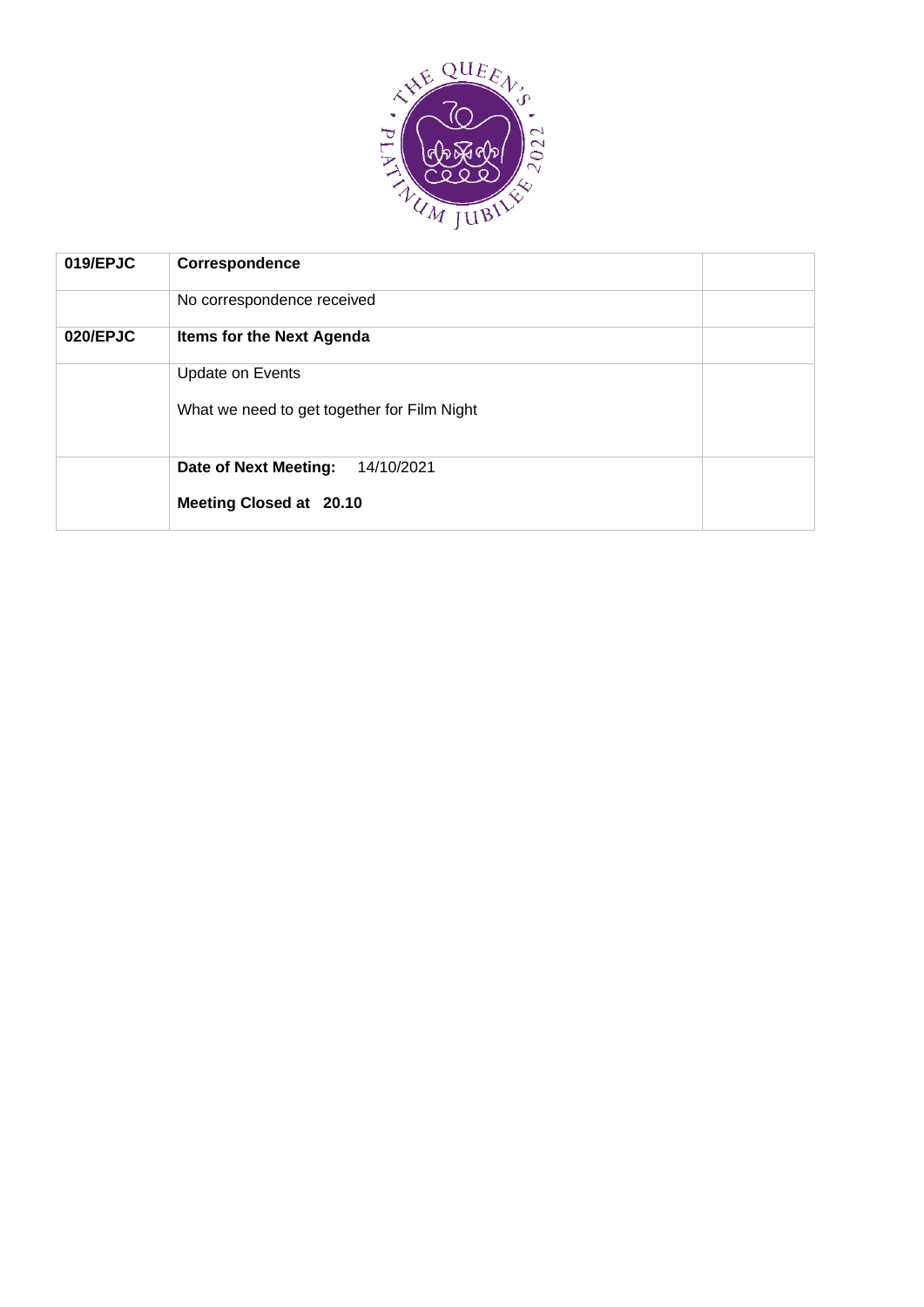| | | |
|---|---|---|
| **019/EPJC** | **Correspondence** | |
| | No correspondence received | |
| **020/EPJC** | **Items for the Next Agenda** | |
| | Update on Events<br><br>What we need to get together for Film Night | |
| | **Date of Next Meeting:** 14/10/2021<br><br>**Meeting Closed at 20.10** | |